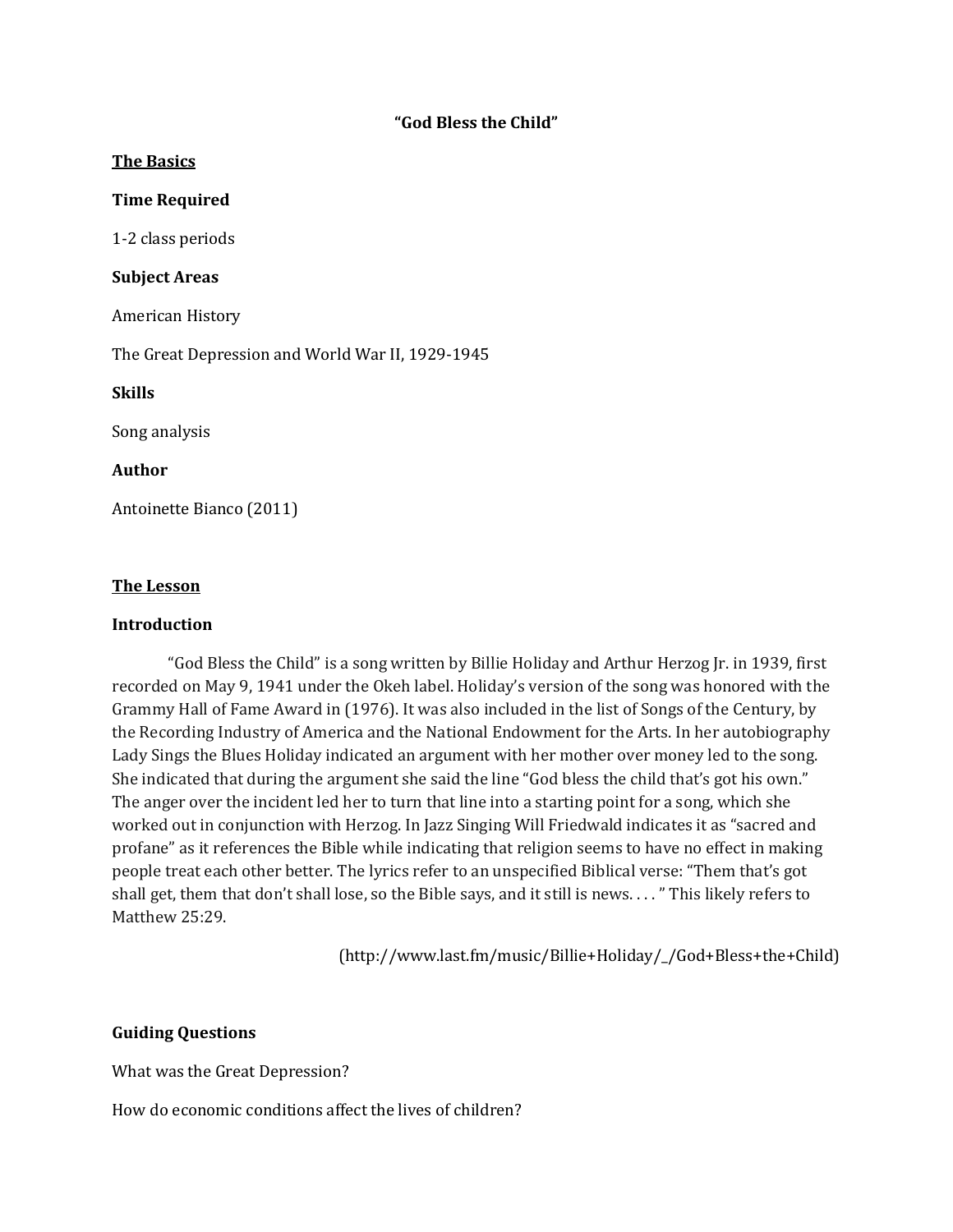# “God Bless the Child”

## The Basics

### Time Required

1-2 class periods

### Subject Areas

American History

The Great Depression and World War II, 1929-1945

### Skills

Song analysis

### Author

Antoinette Bianco (2011)

## The Lesson

### Introduction

“God Bless the Child” is a song written by Billie Holiday and Arthur Herzog Jr. in 1939, first recorded on May 9, 1941 under the Okeh label. Holiday’s version of the song was honored with the Grammy Hall of Fame Award in (1976). It was also included in the list of Songs of the Century, by the Recording Industry of America and the National Endowment for the Arts. In her autobiography Lady Sings the Blues Holiday indicated an argument with her mother over money led to the song. She indicated that during the argument she said the line “God bless the child that’s got his own.” The anger over the incident led her to turn that line into a starting point for a song, which she worked out in conjunction with Herzog. In Jazz Singing Will Friedwald indicates it as “sacred and profane” as it references the Bible while indicating that religion seems to have no effect in making people treat each other better. The lyrics refer to an unspecified Biblical verse: “Them that’s got shall get, them that don’t shall lose, so the Bible says, and it still is news. . . . ” This likely refers to Matthew 25:29.

(http://www.last.fm/music/Billie+Holiday/_/God+Bless+the+Child)

### Guiding Questions

What was the Great Depression?

How do economic conditions affect the lives of children?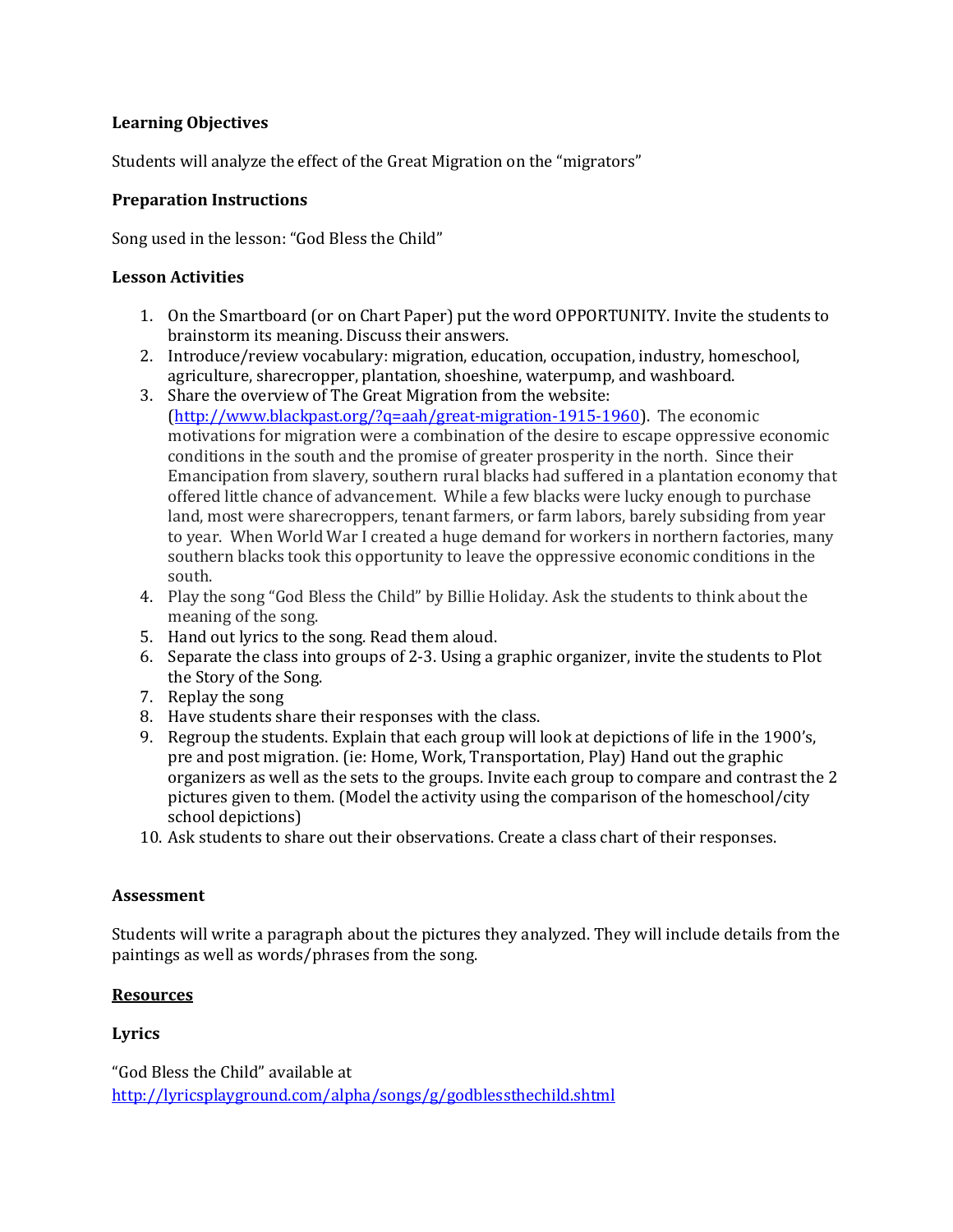**Learning Objectives**

Students will analyze the effect of the Great Migration on the "migrators"

**Preparation Instructions**

Song used in the lesson: "God Bless the Child"

**Lesson Activities**

1. On the Smartboard (or on Chart Paper) put the word OPPORTUNITY. Invite the students to brainstorm its meaning. Discuss their answers.
2. Introduce/review vocabulary: migration, education, occupation, industry, homeschool, agriculture, sharecropper, plantation, shoeshine, waterpump, and washboard.
3. Share the overview of The Great Migration from the website: ([http://www.blackpast.org/?q=aah/great-migration-1915-1960](http://www.blackpast.org/?q=aah/great-migration-1915-1960)). The economic motivations for migration were a combination of the desire to escape oppressive economic conditions in the south and the promise of greater prosperity in the north. Since their Emancipation from slavery, southern rural blacks had suffered in a plantation economy that offered little chance of advancement. While a few blacks were lucky enough to purchase land, most were sharecroppers, tenant farmers, or farm labors, barely subsiding from year to year. When World War I created a huge demand for workers in northern factories, many southern blacks took this opportunity to leave the oppressive economic conditions in the south.
4. Play the song "God Bless the Child" by Billie Holiday. Ask the students to think about the meaning of the song.
5. Hand out lyrics to the song. Read them aloud.
6. Separate the class into groups of 2-3. Using a graphic organizer, invite the students to Plot the Story of the Song.
7. Replay the song
8. Have students share their responses with the class.
9. Regroup the students. Explain that each group will look at depictions of life in the 1900's, pre and post migration. (ie: Home, Work, Transportation, Play) Hand out the graphic organizers as well as the sets to the groups. Invite each group to compare and contrast the 2 pictures given to them. (Model the activity using the comparison of the homeschool/city school depictions)
10. Ask students to share out their observations. Create a class chart of their responses.

**Assessment**

Students will write a paragraph about the pictures they analyzed. They will include details from the paintings as well as words/phrases from the song.

**<u>Resources</u>**

**Lyrics**

"God Bless the Child" available at
[http://lyricsplayground.com/alpha/songs/g/godblessthechild.shtml](http://lyricsplayground.com/alpha/songs/g/godblessthechild.shtml)